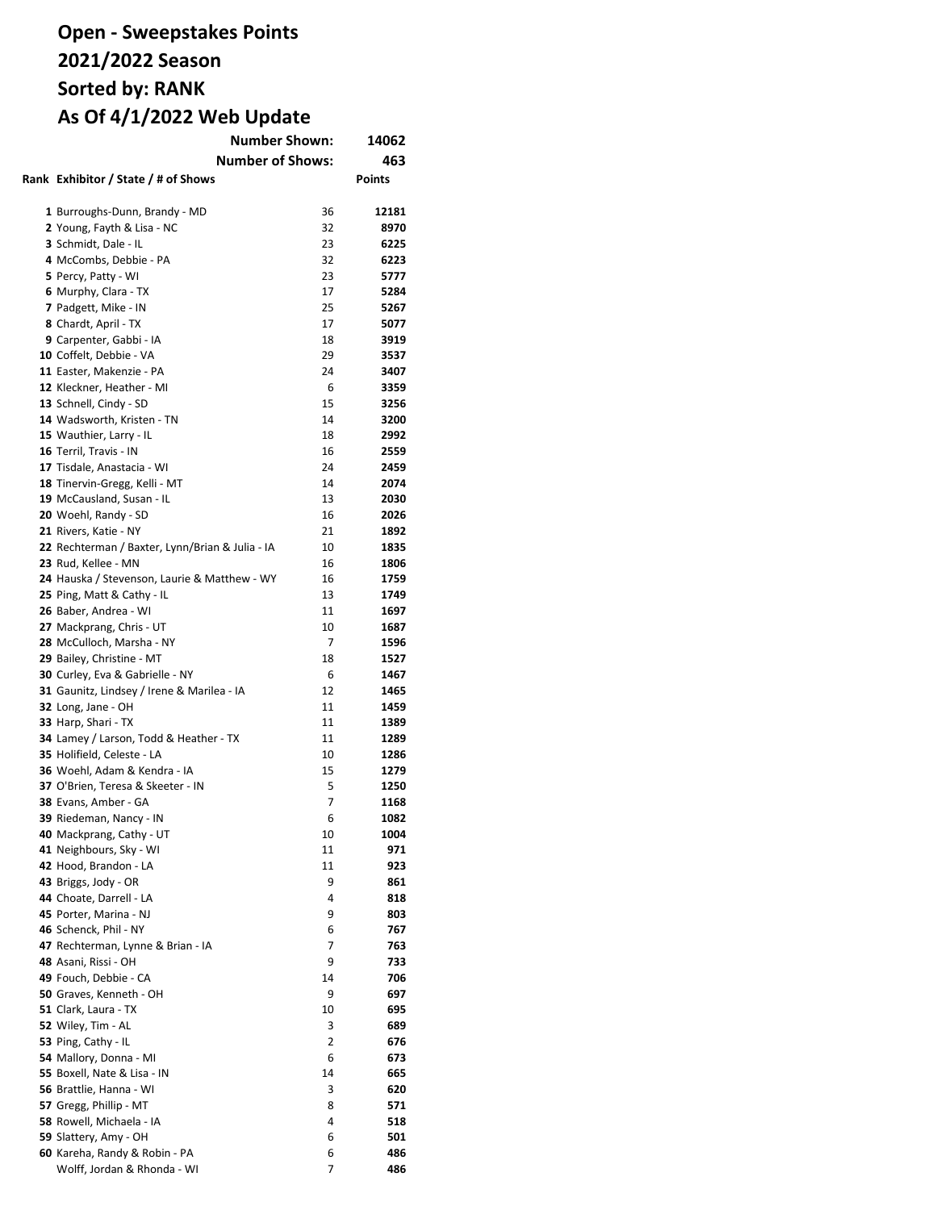# Open - Sweepstakes Points
# 2021/2022 Season
# Sorted by: RANK
# As Of 4/1/2022 Web Update

**Number Shown:** 14062

**Number of Shows:** 463

| Rank | Exhibitor / State / # of Shows | | Points |
|---|---|---|---|
| 1 | Burroughs-Dunn, Brandy - MD | 36 | 12181 |
| 2 | Young, Fayth & Lisa - NC | 32 | 8970 |
| 3 | Schmidt, Dale - IL | 23 | 6225 |
| 4 | McCombs, Debbie - PA | 32 | 6223 |
| 5 | Percy, Patty - WI | 23 | 5777 |
| 6 | Murphy, Clara - TX | 17 | 5284 |
| 7 | Padgett, Mike - IN | 25 | 5267 |
| 8 | Chardt, April - TX | 17 | 5077 |
| 9 | Carpenter, Gabbi - IA | 18 | 3919 |
| 10 | Coffelt, Debbie - VA | 29 | 3537 |
| 11 | Easter, Makenzie - PA | 24 | 3407 |
| 12 | Kleckner, Heather - MI | 6 | 3359 |
| 13 | Schnell, Cindy - SD | 15 | 3256 |
| 14 | Wadsworth, Kristen - TN | 14 | 3200 |
| 15 | Wauthier, Larry - IL | 18 | 2992 |
| 16 | Terril, Travis - IN | 16 | 2559 |
| 17 | Tisdale, Anastacia - WI | 24 | 2459 |
| 18 | Tinervin-Gregg, Kelli - MT | 14 | 2074 |
| 19 | McCausland, Susan - IL | 13 | 2030 |
| 20 | Woehl, Randy - SD | 16 | 2026 |
| 21 | Rivers, Katie - NY | 21 | 1892 |
| 22 | Rechterman / Baxter, Lynn/Brian & Julia - IA | 10 | 1835 |
| 23 | Rud, Kellee - MN | 16 | 1806 |
| 24 | Hauska / Stevenson, Laurie & Matthew - WY | 16 | 1759 |
| 25 | Ping, Matt & Cathy - IL | 13 | 1749 |
| 26 | Baber, Andrea - WI | 11 | 1697 |
| 27 | Mackprang, Chris - UT | 10 | 1687 |
| 28 | McCulloch, Marsha - NY | 7 | 1596 |
| 29 | Bailey, Christine - MT | 18 | 1527 |
| 30 | Curley, Eva & Gabrielle - NY | 6 | 1467 |
| 31 | Gaunitz, Lindsey / Irene & Marilea - IA | 12 | 1465 |
| 32 | Long, Jane - OH | 11 | 1459 |
| 33 | Harp, Shari - TX | 11 | 1389 |
| 34 | Lamey / Larson, Todd & Heather - TX | 11 | 1289 |
| 35 | Holifield, Celeste - LA | 10 | 1286 |
| 36 | Woehl, Adam & Kendra - IA | 15 | 1279 |
| 37 | O'Brien, Teresa & Skeeter - IN | 5 | 1250 |
| 38 | Evans, Amber - GA | 7 | 1168 |
| 39 | Riedeman, Nancy - IN | 6 | 1082 |
| 40 | Mackprang, Cathy - UT | 10 | 1004 |
| 41 | Neighbours, Sky - WI | 11 | 971 |
| 42 | Hood, Brandon - LA | 11 | 923 |
| 43 | Briggs, Jody - OR | 9 | 861 |
| 44 | Choate, Darrell - LA | 4 | 818 |
| 45 | Porter, Marina - NJ | 9 | 803 |
| 46 | Schenck, Phil - NY | 6 | 767 |
| 47 | Rechterman, Lynne & Brian - IA | 7 | 763 |
| 48 | Asani, Rissi - OH | 9 | 733 |
| 49 | Fouch, Debbie - CA | 14 | 706 |
| 50 | Graves, Kenneth - OH | 9 | 697 |
| 51 | Clark, Laura - TX | 10 | 695 |
| 52 | Wiley, Tim - AL | 3 | 689 |
| 53 | Ping, Cathy - IL | 2 | 676 |
| 54 | Mallory, Donna - MI | 6 | 673 |
| 55 | Boxell, Nate & Lisa - IN | 14 | 665 |
| 56 | Brattlie, Hanna - WI | 3 | 620 |
| 57 | Gregg, Phillip - MT | 8 | 571 |
| 58 | Rowell, Michaela - IA | 4 | 518 |
| 59 | Slattery, Amy - OH | 6 | 501 |
| 60 | Kareha, Randy & Robin - PA | 6 | 486 |
| | Wolff, Jordan & Rhonda - WI | 7 | 486 |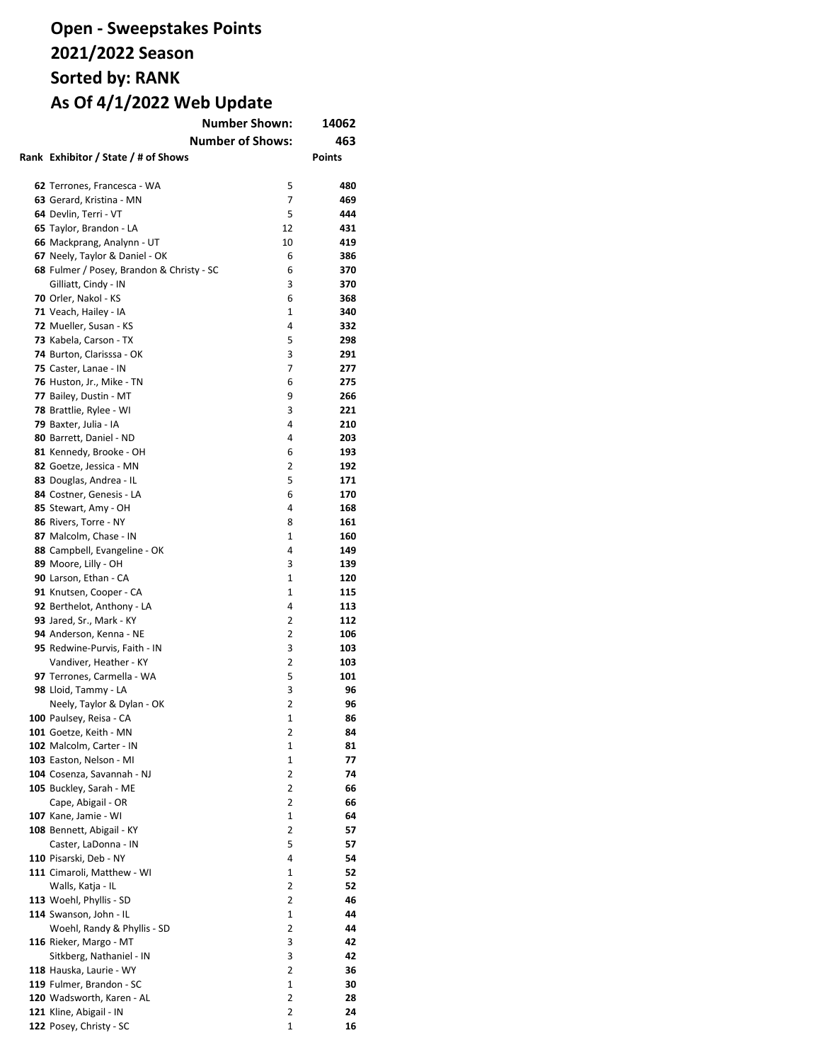# Open - Sweepstakes Points
# 2021/2022 Season
# Sorted by: RANK
# As Of 4/1/2022 Web Update

**Number Shown:** 14062

**Number of Shows:** 463

| Rank | Exhibitor / State / # of Shows | | Points |
|---|---|---|---|
| 62 | Terrones, Francesca - WA | 5 | 480 |
| 63 | Gerard, Kristina - MN | 7 | 469 |
| 64 | Devlin, Terri - VT | 5 | 444 |
| 65 | Taylor, Brandon - LA | 12 | 431 |
| 66 | Mackprang, Analynn - UT | 10 | 419 |
| 67 | Neely, Taylor & Daniel - OK | 6 | 386 |
| 68 | Fulmer / Posey, Brandon & Christy - SC | 6 | 370 |
| | Gilliatt, Cindy - IN | 3 | 370 |
| 70 | Orler, Nakol - KS | 6 | 368 |
| 71 | Veach, Hailey - IA | 1 | 340 |
| 72 | Mueller, Susan - KS | 4 | 332 |
| 73 | Kabela, Carson - TX | 5 | 298 |
| 74 | Burton, Clarisssa - OK | 3 | 291 |
| 75 | Caster, Lanae - IN | 7 | 277 |
| 76 | Huston, Jr., Mike - TN | 6 | 275 |
| 77 | Bailey, Dustin - MT | 9 | 266 |
| 78 | Brattlie, Rylee - WI | 3 | 221 |
| 79 | Baxter, Julia - IA | 4 | 210 |
| 80 | Barrett, Daniel - ND | 4 | 203 |
| 81 | Kennedy, Brooke - OH | 6 | 193 |
| 82 | Goetze, Jessica - MN | 2 | 192 |
| 83 | Douglas, Andrea - IL | 5 | 171 |
| 84 | Costner, Genesis - LA | 6 | 170 |
| 85 | Stewart, Amy - OH | 4 | 168 |
| 86 | Rivers, Torre - NY | 8 | 161 |
| 87 | Malcolm, Chase - IN | 1 | 160 |
| 88 | Campbell, Evangeline - OK | 4 | 149 |
| 89 | Moore, Lilly - OH | 3 | 139 |
| 90 | Larson, Ethan - CA | 1 | 120 |
| 91 | Knutsen, Cooper - CA | 1 | 115 |
| 92 | Berthelot, Anthony - LA | 4 | 113 |
| 93 | Jared, Sr., Mark - KY | 2 | 112 |
| 94 | Anderson, Kenna - NE | 2 | 106 |
| 95 | Redwine-Purvis, Faith - IN | 3 | 103 |
| | Vandiver, Heather - KY | 2 | 103 |
| 97 | Terrones, Carmella - WA | 5 | 101 |
| 98 | Lloid, Tammy - LA | 3 | 96 |
| | Neely, Taylor & Dylan - OK | 2 | 96 |
| 100 | Paulsey, Reisa - CA | 1 | 86 |
| 101 | Goetze, Keith - MN | 2 | 84 |
| 102 | Malcolm, Carter - IN | 1 | 81 |
| 103 | Easton, Nelson - MI | 1 | 77 |
| 104 | Cosenza, Savannah - NJ | 2 | 74 |
| 105 | Buckley, Sarah - ME | 2 | 66 |
| | Cape, Abigail - OR | 2 | 66 |
| 107 | Kane, Jamie - WI | 1 | 64 |
| 108 | Bennett, Abigail - KY | 2 | 57 |
| | Caster, LaDonna - IN | 5 | 57 |
| 110 | Pisarski, Deb - NY | 4 | 54 |
| 111 | Cimaroli, Matthew - WI | 1 | 52 |
| | Walls, Katja - IL | 2 | 52 |
| 113 | Woehl, Phyllis - SD | 2 | 46 |
| 114 | Swanson, John - IL | 1 | 44 |
| | Woehl, Randy & Phyllis - SD | 2 | 44 |
| 116 | Rieker, Margo - MT | 3 | 42 |
| | Sitkberg, Nathaniel - IN | 3 | 42 |
| 118 | Hauska, Laurie - WY | 2 | 36 |
| 119 | Fulmer, Brandon - SC | 1 | 30 |
| 120 | Wadsworth, Karen - AL | 2 | 28 |
| 121 | Kline, Abigail - IN | 2 | 24 |
| 122 | Posey, Christy - SC | 1 | 16 |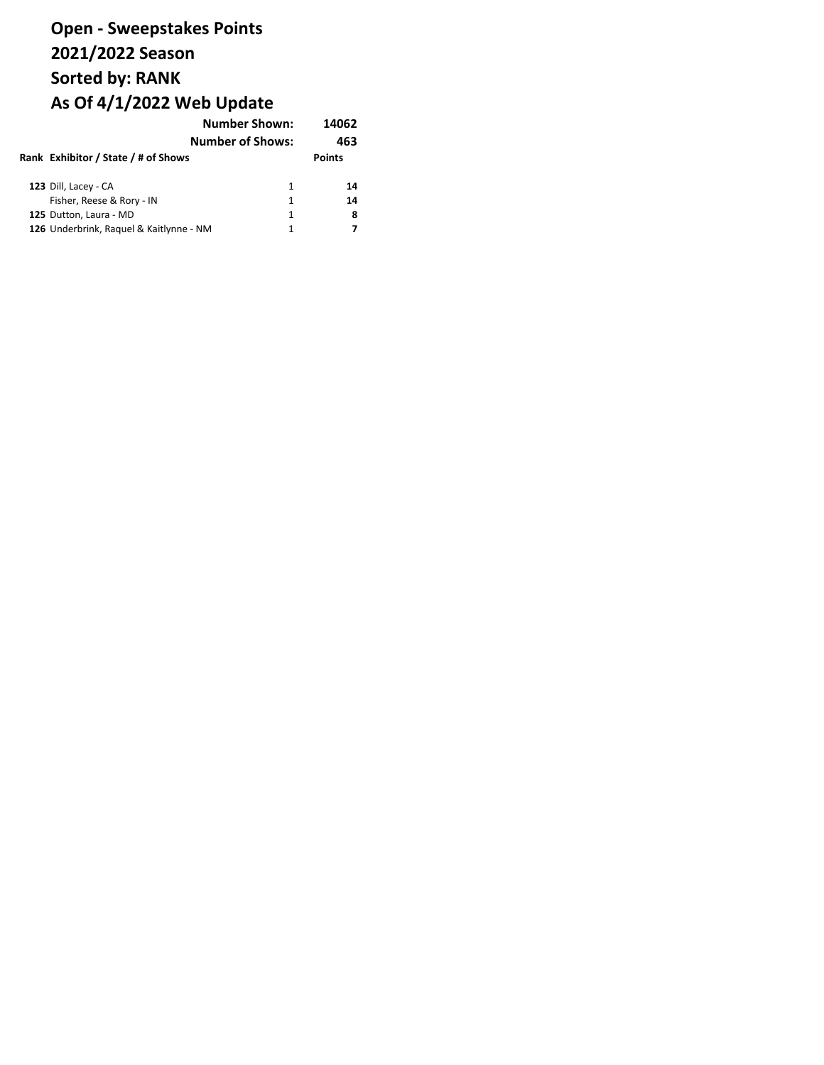# Open - Sweepstakes Points
# 2021/2022 Season
# Sorted by: RANK
# As Of 4/1/2022 Web Update

**Number Shown: 14062**

**Number of Shows: 463**

| Rank | Exhibitor / State / # of Shows | | Points |
|---|---|---|---|
| **123** | Dill, Lacey - CA | 1 | **14** |
| | Fisher, Reese & Rory - IN | 1 | **14** |
| **125** | Dutton, Laura - MD | 1 | **8** |
| **126** | Underbrink, Raquel & Kaitlynne - NM | 1 | **7** |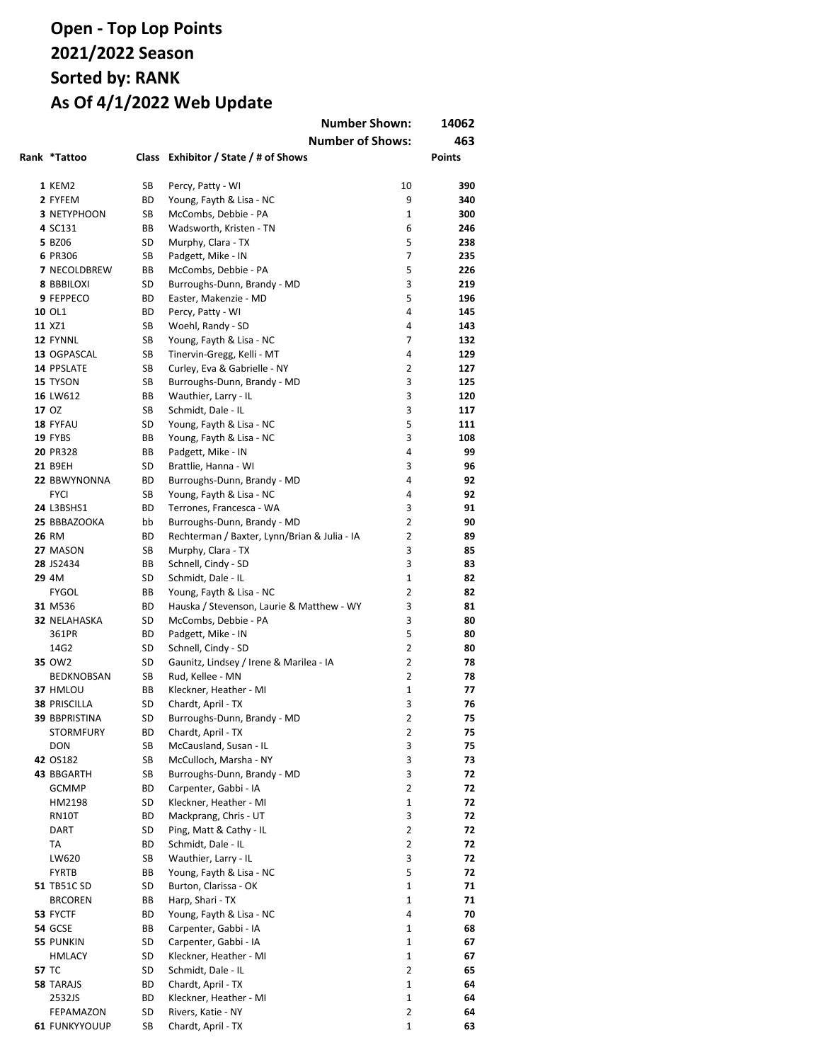# Open - Top Lop Points
# 2021/2022 Season
# Sorted by: RANK
# As Of 4/1/2022 Web Update

**Number Shown:** 14062

**Number of Shows:** 463

| Rank | *Tattoo | Class | Exhibitor / State / # of Shows | | Points |
|---|---|---|---|---|---|
| 1 | KEM2 | SB | Percy, Patty - WI | 10 | 390 |
| 2 | FYFEM | BD | Young, Fayth & Lisa - NC | 9 | 340 |
| 3 | NETYPHOON | SB | McCombs, Debbie - PA | 1 | 300 |
| 4 | SC131 | BB | Wadsworth, Kristen - TN | 6 | 246 |
| 5 | BZ06 | SD | Murphy, Clara - TX | 5 | 238 |
| 6 | PR306 | SB | Padgett, Mike - IN | 7 | 235 |
| 7 | NECOLDBREW | BB | McCombs, Debbie - PA | 5 | 226 |
| 8 | BBBILOXI | SD | Burroughs-Dunn, Brandy - MD | 3 | 219 |
| 9 | FEPPECO | BD | Easter, Makenzie - MD | 5 | 196 |
| 10 | OL1 | BD | Percy, Patty - WI | 4 | 145 |
| 11 | XZ1 | SB | Woehl, Randy - SD | 4 | 143 |
| 12 | FYNNL | SB | Young, Fayth & Lisa - NC | 7 | 132 |
| 13 | OGPASCAL | SB | Tinervin-Gregg, Kelli - MT | 4 | 129 |
| 14 | PPSLATE | SB | Curley, Eva & Gabrielle - NY | 2 | 127 |
| 15 | TYSON | SB | Burroughs-Dunn, Brandy - MD | 3 | 125 |
| 16 | LW612 | BB | Wauthier, Larry - IL | 3 | 120 |
| 17 | OZ | SB | Schmidt, Dale - IL | 3 | 117 |
| 18 | FYFAU | SD | Young, Fayth & Lisa - NC | 5 | 111 |
| 19 | FYBS | BB | Young, Fayth & Lisa - NC | 3 | 108 |
| 20 | PR328 | BB | Padgett, Mike - IN | 4 | 99 |
| 21 | B9EH | SD | Brattlie, Hanna - WI | 3 | 96 |
| 22 | BBWYNONNA | BD | Burroughs-Dunn, Brandy - MD | 4 | 92 |
| | FYCI | SB | Young, Fayth & Lisa - NC | 4 | 92 |
| 24 | L3BSHS1 | BD | Terrones, Francesca - WA | 3 | 91 |
| 25 | BBBAZOOKA | bb | Burroughs-Dunn, Brandy - MD | 2 | 90 |
| 26 | RM | BD | Rechterman / Baxter, Lynn/Brian & Julia - IA | 2 | 89 |
| 27 | MASON | SB | Murphy, Clara - TX | 3 | 85 |
| 28 | JS2434 | BB | Schnell, Cindy - SD | 3 | 83 |
| 29 | 4M | SD | Schmidt, Dale - IL | 1 | 82 |
| | FYGOL | BB | Young, Fayth & Lisa - NC | 2 | 82 |
| 31 | M536 | BD | Hauska / Stevenson, Laurie & Matthew - WY | 3 | 81 |
| 32 | NELAHASKA | SD | McCombs, Debbie - PA | 3 | 80 |
| | 361PR | BD | Padgett, Mike - IN | 5 | 80 |
| | 14G2 | SD | Schnell, Cindy - SD | 2 | 80 |
| 35 | OW2 | SD | Gaunitz, Lindsey / Irene & Marilea - IA | 2 | 78 |
| | BEDKNOBSAN | SB | Rud, Kellee - MN | 2 | 78 |
| 37 | HMLOU | BB | Kleckner, Heather - MI | 1 | 77 |
| 38 | PRISCILLA | SD | Chardt, April - TX | 3 | 76 |
| 39 | BBPRISTINA | SD | Burroughs-Dunn, Brandy - MD | 2 | 75 |
| | STORMFURY | BD | Chardt, April - TX | 2 | 75 |
| | DON | SB | McCausland, Susan - IL | 3 | 75 |
| 42 | OS182 | SB | McCulloch, Marsha - NY | 3 | 73 |
| 43 | BBGARTH | SB | Burroughs-Dunn, Brandy - MD | 3 | 72 |
| | GCMMP | BD | Carpenter, Gabbi - IA | 2 | 72 |
| | HM2198 | SD | Kleckner, Heather - MI | 1 | 72 |
| | RN10T | BD | Mackprang, Chris - UT | 3 | 72 |
| | DART | SD | Ping, Matt & Cathy - IL | 2 | 72 |
| | TA | BD | Schmidt, Dale - IL | 2 | 72 |
| | LW620 | SB | Wauthier, Larry - IL | 3 | 72 |
| | FYRTB | BB | Young, Fayth & Lisa - NC | 5 | 72 |
| 51 | TB51C SD | SD | Burton, Clarissa - OK | 1 | 71 |
| | BRCOREN | BB | Harp, Shari - TX | 1 | 71 |
| 53 | FYCTF | BD | Young, Fayth & Lisa - NC | 4 | 70 |
| 54 | GCSE | BB | Carpenter, Gabbi - IA | 1 | 68 |
| 55 | PUNKIN | SD | Carpenter, Gabbi - IA | 1 | 67 |
| | HMLACY | SD | Kleckner, Heather - MI | 1 | 67 |
| 57 | TC | SD | Schmidt, Dale - IL | 2 | 65 |
| 58 | TARAJS | BD | Chardt, April - TX | 1 | 64 |
| | 2532JS | BD | Kleckner, Heather - MI | 1 | 64 |
| | FEPAMAZON | SD | Rivers, Katie - NY | 2 | 64 |
| 61 | FUNKYYOUUP | SB | Chardt, April - TX | 1 | 63 |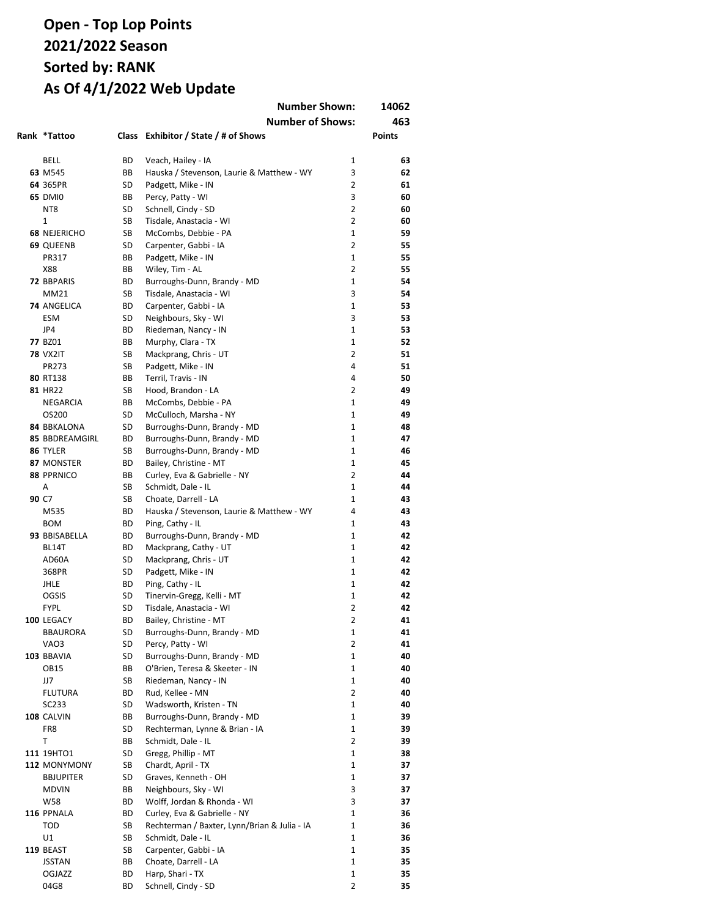# Open - Top Lop Points
# 2021/2022 Season
# Sorted by: RANK
# As Of 4/1/2022 Web Update

**Number Shown: 14062**

**Number of Shows: 463**

| Rank | *Tattoo | Class | Exhibitor / State / # of Shows | | Points |
|---|---|---|---|---|---|
| | BELL | BD | Veach, Hailey - IA | 1 | **63** |
| **63** | M545 | BB | Hauska / Stevenson, Laurie & Matthew - WY | 3 | **62** |
| **64** | 365PR | SD | Padgett, Mike - IN | 2 | **61** |
| **65** | DMI0 | BB | Percy, Patty - WI | 3 | **60** |
| | NT8 | SD | Schnell, Cindy - SD | 2 | **60** |
| | 1 | SB | Tisdale, Anastacia - WI | 2 | **60** |
| **68** | NEJERICHO | SB | McCombs, Debbie - PA | 1 | **59** |
| **69** | QUEENB | SD | Carpenter, Gabbi - IA | 2 | **55** |
| | PR317 | BB | Padgett, Mike - IN | 1 | **55** |
| | X88 | BB | Wiley, Tim - AL | 2 | **55** |
| **72** | BBPARIS | BD | Burroughs-Dunn, Brandy - MD | 1 | **54** |
| | MM21 | SB | Tisdale, Anastacia - WI | 3 | **54** |
| **74** | ANGELICA | BD | Carpenter, Gabbi - IA | 1 | **53** |
| | ESM | SD | Neighbours, Sky - WI | 3 | **53** |
| | JP4 | BD | Riedeman, Nancy - IN | 1 | **53** |
| **77** | BZ01 | BB | Murphy, Clara - TX | 1 | **52** |
| **78** | VX2IT | SB | Mackprang, Chris - UT | 2 | **51** |
| | PR273 | SB | Padgett, Mike - IN | 4 | **51** |
| **80** | RT138 | BB | Terril, Travis - IN | 4 | **50** |
| **81** | HR22 | SB | Hood, Brandon - LA | 2 | **49** |
| | NEGARCIA | BB | McCombs, Debbie - PA | 1 | **49** |
| | OS200 | SD | McCulloch, Marsha - NY | 1 | **49** |
| **84** | BBKALONA | SD | Burroughs-Dunn, Brandy - MD | 1 | **48** |
| **85** | BBDREAMGIRL | BD | Burroughs-Dunn, Brandy - MD | 1 | **47** |
| **86** | TYLER | SB | Burroughs-Dunn, Brandy - MD | 1 | **46** |
| **87** | MONSTER | BD | Bailey, Christine - MT | 1 | **45** |
| **88** | PPRNICO | BB | Curley, Eva & Gabrielle - NY | 2 | **44** |
| | A | SB | Schmidt, Dale - IL | 1 | **44** |
| **90** | C7 | SB | Choate, Darrell - LA | 1 | **43** |
| | M535 | BD | Hauska / Stevenson, Laurie & Matthew - WY | 4 | **43** |
| | BOM | BD | Ping, Cathy - IL | 1 | **43** |
| **93** | BBISABELLA | BD | Burroughs-Dunn, Brandy - MD | 1 | **42** |
| | BL14T | BD | Mackprang, Cathy - UT | 1 | **42** |
| | AD60A | SD | Mackprang, Chris - UT | 1 | **42** |
| | 368PR | SD | Padgett, Mike - IN | 1 | **42** |
| | JHLE | BD | Ping, Cathy - IL | 1 | **42** |
| | OGSIS | SD | Tinervin-Gregg, Kelli - MT | 1 | **42** |
| | FYPL | SD | Tisdale, Anastacia - WI | 2 | **42** |
| **100** | LEGACY | BD | Bailey, Christine - MT | 2 | **41** |
| | BBAURORA | SD | Burroughs-Dunn, Brandy - MD | 1 | **41** |
| | VAO3 | SD | Percy, Patty - WI | 2 | **41** |
| **103** | BBAVIA | SD | Burroughs-Dunn, Brandy - MD | 1 | **40** |
| | OB15 | BB | O'Brien, Teresa & Skeeter - IN | 1 | **40** |
| | JJ7 | SB | Riedeman, Nancy - IN | 1 | **40** |
| | FLUTURA | BD | Rud, Kellee - MN | 2 | **40** |
| | SC233 | SD | Wadsworth, Kristen - TN | 1 | **40** |
| **108** | CALVIN | BB | Burroughs-Dunn, Brandy - MD | 1 | **39** |
| | FR8 | SD | Rechterman, Lynne & Brian - IA | 1 | **39** |
| | T | BB | Schmidt, Dale - IL | 2 | **39** |
| **111** | 19HTO1 | SD | Gregg, Phillip - MT | 1 | **38** |
| **112** | MONYMONY | SB | Chardt, April - TX | 1 | **37** |
| | BBJUPITER | SD | Graves, Kenneth - OH | 1 | **37** |
| | MDVIN | BB | Neighbours, Sky - WI | 3 | **37** |
| | W58 | BD | Wolff, Jordan & Rhonda - WI | 3 | **37** |
| **116** | PPNALA | BD | Curley, Eva & Gabrielle - NY | 1 | **36** |
| | TOD | SB | Rechterman / Baxter, Lynn/Brian & Julia - IA | 1 | **36** |
| | U1 | SB | Schmidt, Dale - IL | 1 | **36** |
| **119** | BEAST | SB | Carpenter, Gabbi - IA | 1 | **35** |
| | JSSTAN | BB | Choate, Darrell - LA | 1 | **35** |
| | OGJAZZ | BD | Harp, Shari - TX | 1 | **35** |
| | 04G8 | BD | Schnell, Cindy - SD | 2 | **35** |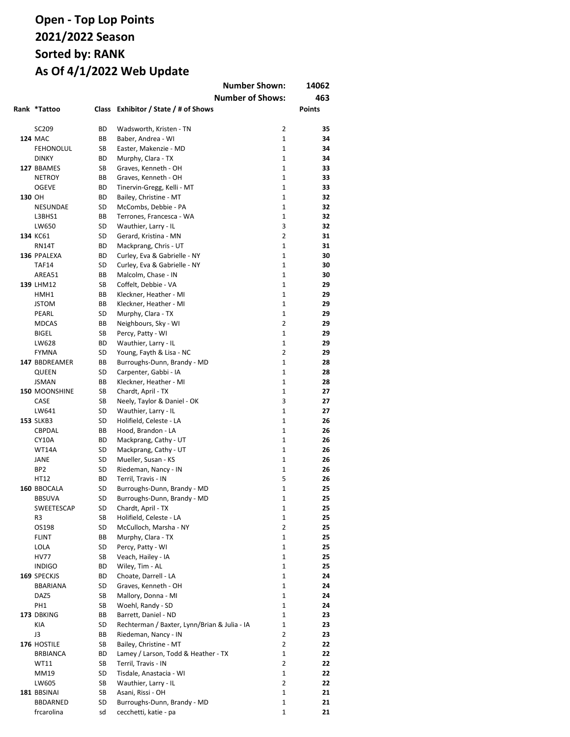# Open - Top Lop Points
# 2021/2022 Season
# Sorted by: RANK
# As Of 4/1/2022 Web Update

| | | | Number Shown: | | 14062 |
|---|---|---|---|---|---|
| | | | Number of Shows: | | 463 |
| **Rank** | ***Tattoo** | **Class** | **Exhibitor / State / # of Shows** | | **Points** |
| | SC209 | BD | Wadsworth, Kristen - TN | 2 | **35** |
| **124** | MAC | BB | Baber, Andrea - WI | 1 | **34** |
| | FEHONOLUL | SB | Easter, Makenzie - MD | 1 | **34** |
| | DINKY | BD | Murphy, Clara - TX | 1 | **34** |
| **127** | BBAMES | SB | Graves, Kenneth - OH | 1 | **33** |
| | NETROY | BB | Graves, Kenneth - OH | 1 | **33** |
| | OGEVE | BD | Tinervin-Gregg, Kelli - MT | 1 | **33** |
| **130** | OH | BD | Bailey, Christine - MT | 1 | **32** |
| | NESUNDAE | SD | McCombs, Debbie - PA | 1 | **32** |
| | L3BHS1 | BB | Terrones, Francesca - WA | 1 | **32** |
| | LW650 | SD | Wauthier, Larry - IL | 3 | **32** |
| **134** | KC61 | SD | Gerard, Kristina - MN | 2 | **31** |
| | RN14T | BD | Mackprang, Chris - UT | 1 | **31** |
| **136** | PPALEXA | BD | Curley, Eva & Gabrielle - NY | 1 | **30** |
| | TAF14 | SD | Curley, Eva & Gabrielle - NY | 1 | **30** |
| | AREA51 | BB | Malcolm, Chase - IN | 1 | **30** |
| **139** | LHM12 | SB | Coffelt, Debbie - VA | 1 | **29** |
| | HMH1 | BB | Kleckner, Heather - MI | 1 | **29** |
| | JSTOM | BB | Kleckner, Heather - MI | 1 | **29** |
| | PEARL | SD | Murphy, Clara - TX | 1 | **29** |
| | MDCAS | BB | Neighbours, Sky - WI | 2 | **29** |
| | BIGEL | SB | Percy, Patty - WI | 1 | **29** |
| | LW628 | BD | Wauthier, Larry - IL | 1 | **29** |
| | FYMNA | SD | Young, Fayth & Lisa - NC | 2 | **29** |
| **147** | BBDREAMER | BB | Burroughs-Dunn, Brandy - MD | 1 | **28** |
| | QUEEN | SD | Carpenter, Gabbi - IA | 1 | **28** |
| | JSMAN | BB | Kleckner, Heather - MI | 1 | **28** |
| **150** | MOONSHINE | SB | Chardt, April - TX | 1 | **27** |
| | CASE | SB | Neely, Taylor & Daniel - OK | 3 | **27** |
| | LW641 | SD | Wauthier, Larry - IL | 1 | **27** |
| **153** | SLKB3 | SD | Holifield, Celeste - LA | 1 | **26** |
| | CBPDAL | BB | Hood, Brandon - LA | 1 | **26** |
| | CY10A | BD | Mackprang, Cathy - UT | 1 | **26** |
| | WT14A | SD | Mackprang, Cathy - UT | 1 | **26** |
| | JANE | SD | Mueller, Susan - KS | 1 | **26** |
| | BP2 | SD | Riedeman, Nancy - IN | 1 | **26** |
| | HT12 | BD | Terril, Travis - IN | 5 | **26** |
| **160** | BBOCALA | SD | Burroughs-Dunn, Brandy - MD | 1 | **25** |
| | BBSUVA | SD | Burroughs-Dunn, Brandy - MD | 1 | **25** |
| | SWEETESCAP | SD | Chardt, April - TX | 1 | **25** |
| | R3 | SB | Holifield, Celeste - LA | 1 | **25** |
| | OS198 | SD | McCulloch, Marsha - NY | 2 | **25** |
| | FLINT | BB | Murphy, Clara - TX | 1 | **25** |
| | LOLA | SD | Percy, Patty - WI | 1 | **25** |
| | HV77 | SB | Veach, Hailey - IA | 1 | **25** |
| | INDIGO | BD | Wiley, Tim - AL | 1 | **25** |
| **169** | SPECKJS | BD | Choate, Darrell - LA | 1 | **24** |
| | BBARIANA | SD | Graves, Kenneth - OH | 1 | **24** |
| | DAZ5 | SB | Mallory, Donna - MI | 1 | **24** |
| | PH1 | SB | Woehl, Randy - SD | 1 | **24** |
| **173** | DBKING | BB | Barrett, Daniel - ND | 1 | **23** |
| | KIA | SD | Rechterman / Baxter, Lynn/Brian & Julia - IA | 1 | **23** |
| | J3 | BB | Riedeman, Nancy - IN | 2 | **23** |
| **176** | HOSTILE | SB | Bailey, Christine - MT | 2 | **22** |
| | BRBIANCA | BD | Lamey / Larson, Todd & Heather - TX | 1 | **22** |
| | WT11 | SB | Terril, Travis - IN | 2 | **22** |
| | MM19 | SD | Tisdale, Anastacia - WI | 1 | **22** |
| | LW605 | SB | Wauthier, Larry - IL | 2 | **22** |
| **181** | BBSINAI | SB | Asani, Rissi - OH | 1 | **21** |
| | BBDARNED | SD | Burroughs-Dunn, Brandy - MD | 1 | **21** |
| | frcarolina | sd | cecchetti, katie - pa | 1 | **21** |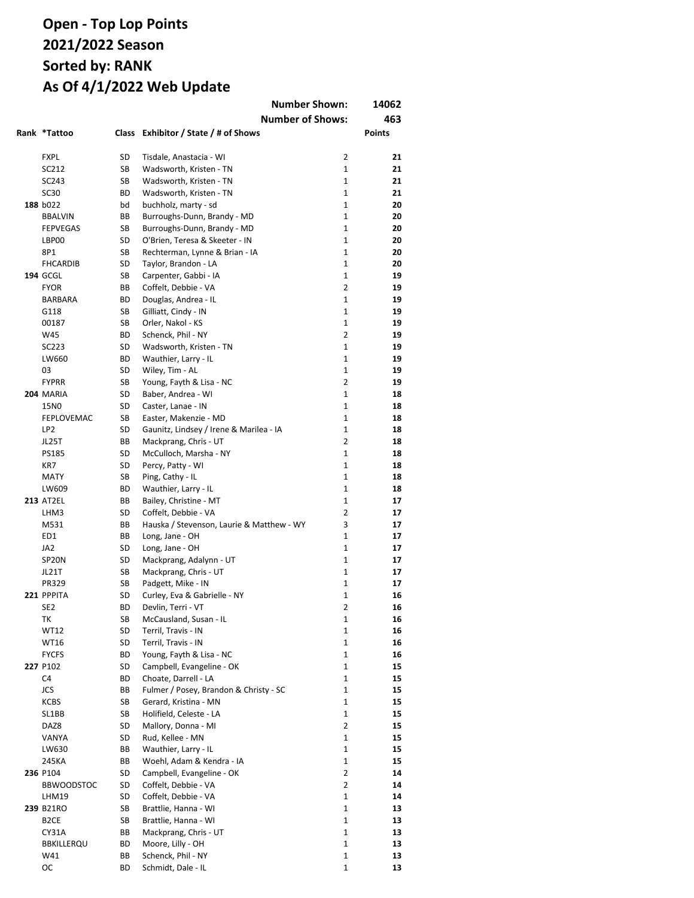# Open - Top Lop Points
# 2021/2022 Season
# Sorted by: RANK
# As Of 4/1/2022 Web Update

| | | | Number Shown: | | 14062 |
|---|---|---|---|---|---|
| | | | Number of Shows: | | 463 |
| Rank | *Tattoo | Class | Exhibitor / State / # of Shows | | Points |
| | FXPL | SD | Tisdale, Anastacia - WI | 2 | 21 |
| | SC212 | SB | Wadsworth, Kristen - TN | 1 | 21 |
| | SC243 | SB | Wadsworth, Kristen - TN | 1 | 21 |
| | SC30 | BD | Wadsworth, Kristen - TN | 1 | 21 |
| 188 | b022 | bd | buchholz, marty - sd | 1 | 20 |
| | BBALVIN | BB | Burroughs-Dunn, Brandy - MD | 1 | 20 |
| | FEPVEGAS | SB | Burroughs-Dunn, Brandy - MD | 1 | 20 |
| | LBP00 | SD | O'Brien, Teresa & Skeeter - IN | 1 | 20 |
| | 8P1 | SB | Rechterman, Lynne & Brian - IA | 1 | 20 |
| | FHCARDIB | SD | Taylor, Brandon - LA | 1 | 20 |
| 194 | GCGL | SB | Carpenter, Gabbi - IA | 1 | 19 |
| | FYOR | BB | Coffelt, Debbie - VA | 2 | 19 |
| | BARBARA | BD | Douglas, Andrea - IL | 1 | 19 |
| | G118 | SB | Gilliatt, Cindy - IN | 1 | 19 |
| | 00187 | SB | Orler, Nakol - KS | 1 | 19 |
| | W45 | BD | Schenck, Phil - NY | 2 | 19 |
| | SC223 | SD | Wadsworth, Kristen - TN | 1 | 19 |
| | LW660 | BD | Wauthier, Larry - IL | 1 | 19 |
| | 03 | SD | Wiley, Tim - AL | 1 | 19 |
| | FYPRR | SB | Young, Fayth & Lisa - NC | 2 | 19 |
| 204 | MARIA | SD | Baber, Andrea - WI | 1 | 18 |
| | 15N0 | SD | Caster, Lanae - IN | 1 | 18 |
| | FEPLOVEMAC | SB | Easter, Makenzie - MD | 1 | 18 |
| | LP2 | SD | Gaunitz, Lindsey / Irene & Marilea - IA | 1 | 18 |
| | JL25T | BB | Mackprang, Chris - UT | 2 | 18 |
| | PS185 | SD | McCulloch, Marsha - NY | 1 | 18 |
| | KR7 | SD | Percy, Patty - WI | 1 | 18 |
| | MATY | SB | Ping, Cathy - IL | 1 | 18 |
| | LW609 | BD | Wauthier, Larry - IL | 1 | 18 |
| 213 | AT2EL | BB | Bailey, Christine - MT | 1 | 17 |
| | LHM3 | SD | Coffelt, Debbie - VA | 2 | 17 |
| | M531 | BB | Hauska / Stevenson, Laurie & Matthew - WY | 3 | 17 |
| | ED1 | BB | Long, Jane - OH | 1 | 17 |
| | JA2 | SD | Long, Jane - OH | 1 | 17 |
| | SP20N | SD | Mackprang, Adalynn - UT | 1 | 17 |
| | JL21T | SB | Mackprang, Chris - UT | 1 | 17 |
| | PR329 | SB | Padgett, Mike - IN | 1 | 17 |
| 221 | PPPITA | SD | Curley, Eva & Gabrielle - NY | 1 | 16 |
| | SE2 | BD | Devlin, Terri - VT | 2 | 16 |
| | TK | SB | McCausland, Susan - IL | 1 | 16 |
| | WT12 | SD | Terril, Travis - IN | 1 | 16 |
| | WT16 | SD | Terril, Travis - IN | 1 | 16 |
| | FYCFS | BD | Young, Fayth & Lisa - NC | 1 | 16 |
| 227 | P102 | SD | Campbell, Evangeline - OK | 1 | 15 |
| | C4 | BD | Choate, Darrell - LA | 1 | 15 |
| | JCS | BB | Fulmer / Posey, Brandon & Christy - SC | 1 | 15 |
| | KCBS | SB | Gerard, Kristina - MN | 1 | 15 |
| | SL1BB | SB | Holifield, Celeste - LA | 1 | 15 |
| | DAZ8 | SD | Mallory, Donna - MI | 2 | 15 |
| | VANYA | SD | Rud, Kellee - MN | 1 | 15 |
| | LW630 | BB | Wauthier, Larry - IL | 1 | 15 |
| | 245KA | BB | Woehl, Adam & Kendra - IA | 1 | 15 |
| 236 | P104 | SD | Campbell, Evangeline - OK | 2 | 14 |
| | BBWOODSTOC | SD | Coffelt, Debbie - VA | 2 | 14 |
| | LHM19 | SD | Coffelt, Debbie - VA | 1 | 14 |
| 239 | B21RO | SB | Brattlie, Hanna - WI | 1 | 13 |
| | B2CE | SB | Brattlie, Hanna - WI | 1 | 13 |
| | CY31A | BB | Mackprang, Chris - UT | 1 | 13 |
| | BBKILLERQU | BD | Moore, Lilly - OH | 1 | 13 |
| | W41 | BB | Schenck, Phil - NY | 1 | 13 |
| | OC | BD | Schmidt, Dale - IL | 1 | 13 |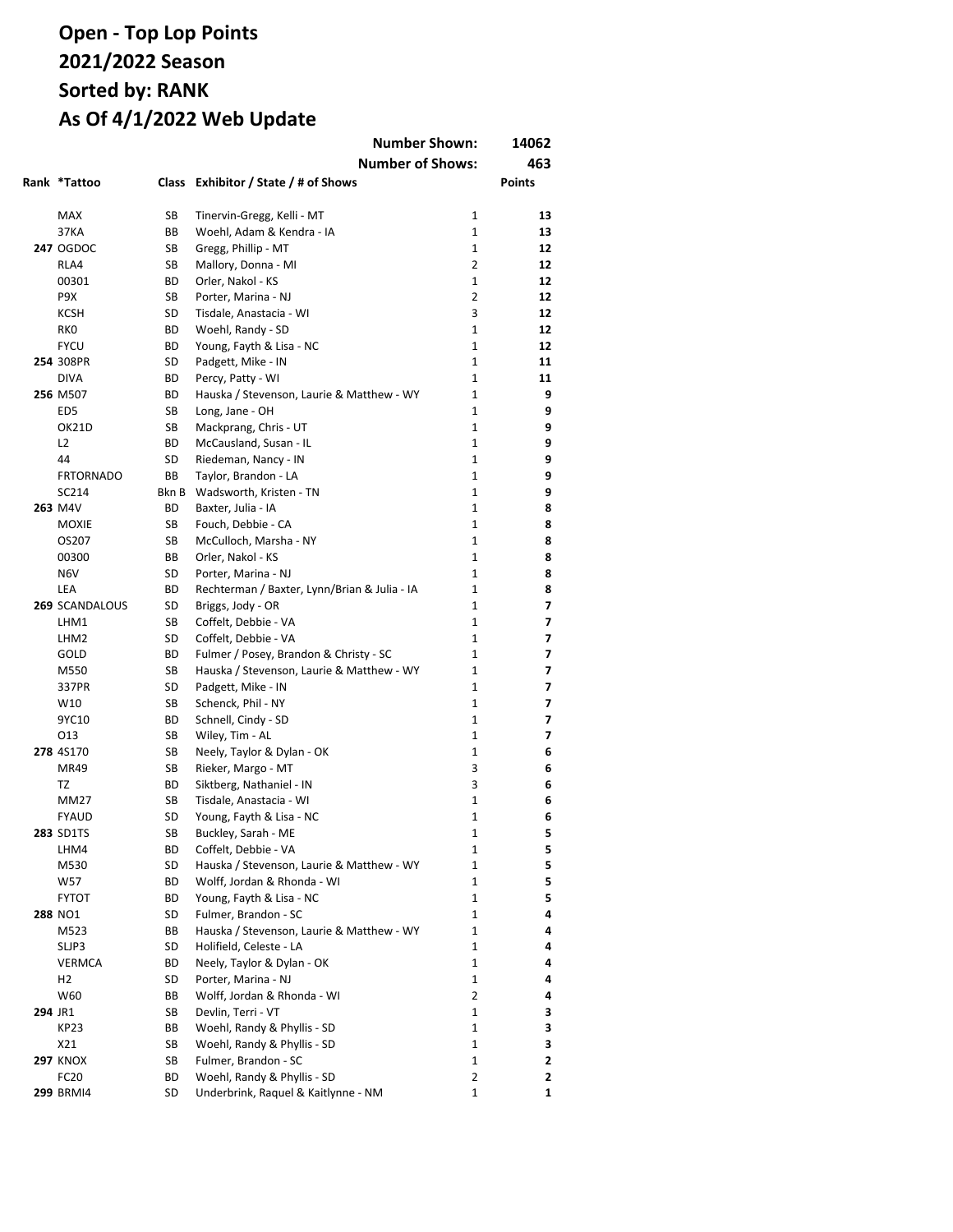# Open - Top Lop Points
# 2021/2022 Season
# Sorted by: RANK
# As Of 4/1/2022 Web Update

| | | | Number Shown: | | 14062 |
|---|---|---|---|---|---|
| | | | Number of Shows: | | 463 |
| Rank | *Tattoo | Class | Exhibitor / State / # of Shows | | Points |
| | MAX | SB | Tinervin-Gregg, Kelli - MT | 1 | **13** |
| | 37KA | BB | Woehl, Adam & Kendra - IA | 1 | **13** |
| **247** | OGDOC | SB | Gregg, Phillip - MT | 1 | **12** |
| | RLA4 | SB | Mallory, Donna - MI | 2 | **12** |
| | 00301 | BD | Orler, Nakol - KS | 1 | **12** |
| | P9X | SB | Porter, Marina - NJ | 2 | **12** |
| | KCSH | SD | Tisdale, Anastacia - WI | 3 | **12** |
| | RK0 | BD | Woehl, Randy - SD | 1 | **12** |
| | FYCU | BD | Young, Fayth & Lisa - NC | 1 | **12** |
| **254** | 308PR | SD | Padgett, Mike - IN | 1 | **11** |
| | DIVA | BD | Percy, Patty - WI | 1 | **11** |
| **256** | M507 | BD | Hauska / Stevenson, Laurie & Matthew - WY | 1 | **9** |
| | ED5 | SB | Long, Jane - OH | 1 | **9** |
| | OK21D | SB | Mackprang, Chris - UT | 1 | **9** |
| | L2 | BD | McCausland, Susan - IL | 1 | **9** |
| | 44 | SD | Riedeman, Nancy - IN | 1 | **9** |
| | FRTORNADO | BB | Taylor, Brandon - LA | 1 | **9** |
| | SC214 | Bkn B | Wadsworth, Kristen - TN | 1 | **9** |
| **263** | M4V | BD | Baxter, Julia - IA | 1 | **8** |
| | MOXIE | SB | Fouch, Debbie - CA | 1 | **8** |
| | OS207 | SB | McCulloch, Marsha - NY | 1 | **8** |
| | 00300 | BB | Orler, Nakol - KS | 1 | **8** |
| | N6V | SD | Porter, Marina - NJ | 1 | **8** |
| | LEA | BD | Rechterman / Baxter, Lynn/Brian & Julia - IA | 1 | **8** |
| **269** | SCANDALOUS | SD | Briggs, Jody - OR | 1 | **7** |
| | LHM1 | SB | Coffelt, Debbie - VA | 1 | **7** |
| | LHM2 | SD | Coffelt, Debbie - VA | 1 | **7** |
| | GOLD | BD | Fulmer / Posey, Brandon & Christy - SC | 1 | **7** |
| | M550 | SB | Hauska / Stevenson, Laurie & Matthew - WY | 1 | **7** |
| | 337PR | SD | Padgett, Mike - IN | 1 | **7** |
| | W10 | SB | Schenck, Phil - NY | 1 | **7** |
| | 9YC10 | BD | Schnell, Cindy - SD | 1 | **7** |
| | O13 | SB | Wiley, Tim - AL | 1 | **7** |
| **278** | 4S170 | SB | Neely, Taylor & Dylan - OK | 1 | **6** |
| | MR49 | SB | Rieker, Margo - MT | 3 | **6** |
| | TZ | BD | Siktberg, Nathaniel - IN | 3 | **6** |
| | MM27 | SB | Tisdale, Anastacia - WI | 1 | **6** |
| | FYAUD | SD | Young, Fayth & Lisa - NC | 1 | **6** |
| **283** | SD1TS | SB | Buckley, Sarah - ME | 1 | **5** |
| | LHM4 | BD | Coffelt, Debbie - VA | 1 | **5** |
| | M530 | SD | Hauska / Stevenson, Laurie & Matthew - WY | 1 | **5** |
| | W57 | BD | Wolff, Jordan & Rhonda - WI | 1 | **5** |
| | FYTOT | BD | Young, Fayth & Lisa - NC | 1 | **5** |
| **288** | NO1 | SD | Fulmer, Brandon - SC | 1 | **4** |
| | M523 | BB | Hauska / Stevenson, Laurie & Matthew - WY | 1 | **4** |
| | SLJP3 | SD | Holifield, Celeste - LA | 1 | **4** |
| | VERMCA | BD | Neely, Taylor & Dylan - OK | 1 | **4** |
| | H2 | SD | Porter, Marina - NJ | 1 | **4** |
| | W60 | BB | Wolff, Jordan & Rhonda - WI | 2 | **4** |
| **294** | JR1 | SB | Devlin, Terri - VT | 1 | **3** |
| | KP23 | BB | Woehl, Randy & Phyllis - SD | 1 | **3** |
| | X21 | SB | Woehl, Randy & Phyllis - SD | 1 | **3** |
| **297** | KNOX | SB | Fulmer, Brandon - SC | 1 | **2** |
| | FC20 | BD | Woehl, Randy & Phyllis - SD | 2 | **2** |
| **299** | BRMI4 | SD | Underbrink, Raquel & Kaitlynne - NM | 1 | **1** |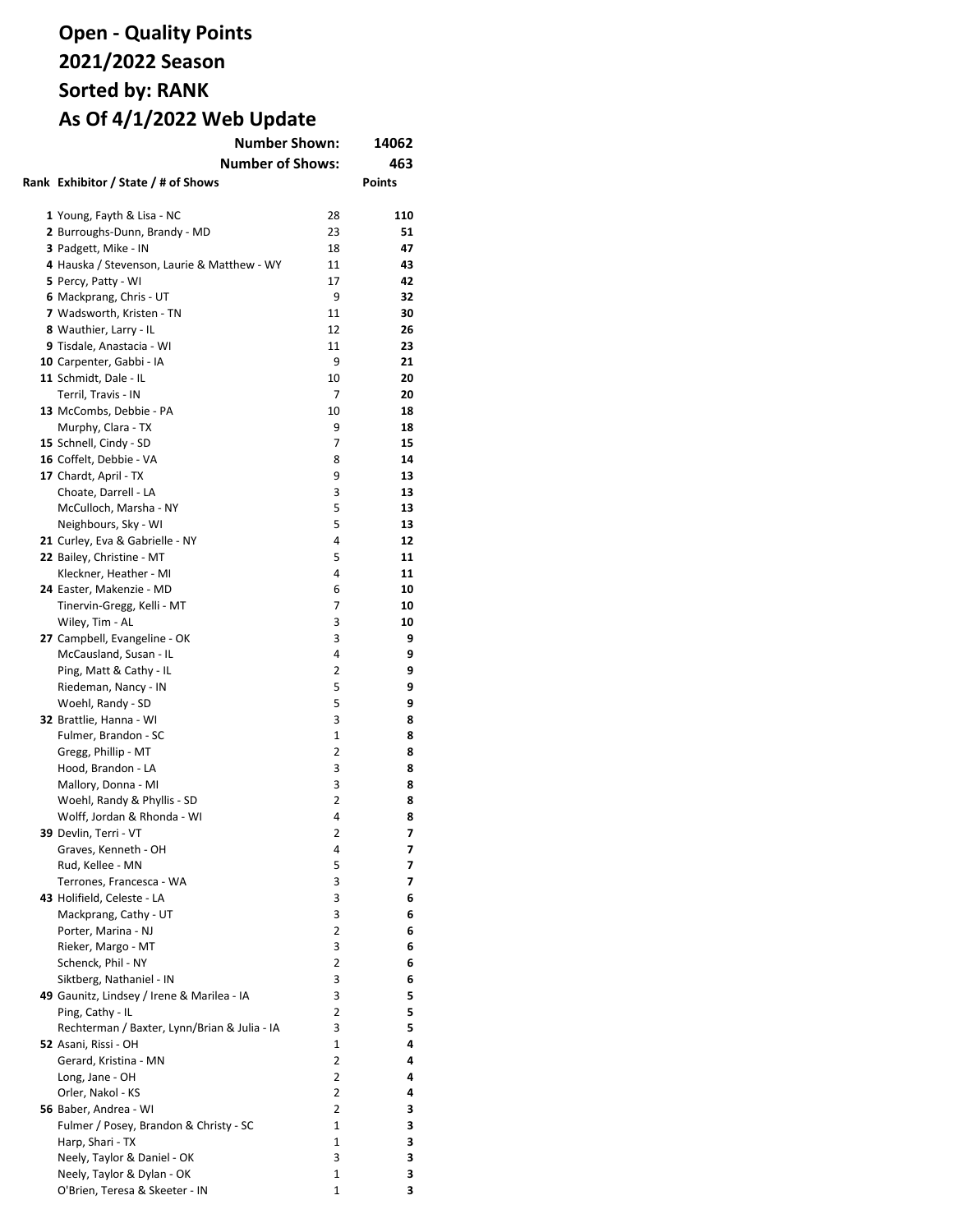# Open - Quality Points
# 2021/2022 Season
# Sorted by: RANK
# As Of 4/1/2022 Web Update

**Number Shown:** 14062

**Number of Shows:** 463

| Rank | Exhibitor / State / # of Shows | | Points |
|---|---|---|---|
| **1** | Young, Fayth & Lisa - NC | 28 | **110** |
| **2** | Burroughs-Dunn, Brandy - MD | 23 | **51** |
| **3** | Padgett, Mike - IN | 18 | **47** |
| **4** | Hauska / Stevenson, Laurie & Matthew - WY | 11 | **43** |
| **5** | Percy, Patty - WI | 17 | **42** |
| **6** | Mackprang, Chris - UT | 9 | **32** |
| **7** | Wadsworth, Kristen - TN | 11 | **30** |
| **8** | Wauthier, Larry - IL | 12 | **26** |
| **9** | Tisdale, Anastacia - WI | 11 | **23** |
| **10** | Carpenter, Gabbi - IA | 9 | **21** |
| **11** | Schmidt, Dale - IL | 10 | **20** |
| | Terril, Travis - IN | 7 | **20** |
| **13** | McCombs, Debbie - PA | 10 | **18** |
| | Murphy, Clara - TX | 9 | **18** |
| **15** | Schnell, Cindy - SD | 7 | **15** |
| **16** | Coffelt, Debbie - VA | 8 | **14** |
| **17** | Chardt, April - TX | 9 | **13** |
| | Choate, Darrell - LA | 3 | **13** |
| | McCulloch, Marsha - NY | 5 | **13** |
| | Neighbours, Sky - WI | 5 | **13** |
| **21** | Curley, Eva & Gabrielle - NY | 4 | **12** |
| **22** | Bailey, Christine - MT | 5 | **11** |
| | Kleckner, Heather - MI | 4 | **11** |
| **24** | Easter, Makenzie - MD | 6 | **10** |
| | Tinervin-Gregg, Kelli - MT | 7 | **10** |
| | Wiley, Tim - AL | 3 | **10** |
| **27** | Campbell, Evangeline - OK | 3 | **9** |
| | McCausland, Susan - IL | 4 | **9** |
| | Ping, Matt & Cathy - IL | 2 | **9** |
| | Riedeman, Nancy - IN | 5 | **9** |
| | Woehl, Randy - SD | 5 | **9** |
| **32** | Brattlie, Hanna - WI | 3 | **8** |
| | Fulmer, Brandon - SC | 1 | **8** |
| | Gregg, Phillip - MT | 2 | **8** |
| | Hood, Brandon - LA | 3 | **8** |
| | Mallory, Donna - MI | 3 | **8** |
| | Woehl, Randy & Phyllis - SD | 2 | **8** |
| | Wolff, Jordan & Rhonda - WI | 4 | **8** |
| **39** | Devlin, Terri - VT | 2 | **7** |
| | Graves, Kenneth - OH | 4 | **7** |
| | Rud, Kellee - MN | 5 | **7** |
| | Terrones, Francesca - WA | 3 | **7** |
| **43** | Holifield, Celeste - LA | 3 | **6** |
| | Mackprang, Cathy - UT | 3 | **6** |
| | Porter, Marina - NJ | 2 | **6** |
| | Rieker, Margo - MT | 3 | **6** |
| | Schenck, Phil - NY | 2 | **6** |
| | Siktberg, Nathaniel - IN | 3 | **6** |
| **49** | Gaunitz, Lindsey / Irene & Marilea - IA | 3 | **5** |
| | Ping, Cathy - IL | 2 | **5** |
| | Rechterman / Baxter, Lynn/Brian & Julia - IA | 3 | **5** |
| **52** | Asani, Rissi - OH | 1 | **4** |
| | Gerard, Kristina - MN | 2 | **4** |
| | Long, Jane - OH | 2 | **4** |
| | Orler, Nakol - KS | 2 | **4** |
| **56** | Baber, Andrea - WI | 2 | **3** |
| | Fulmer / Posey, Brandon & Christy - SC | 1 | **3** |
| | Harp, Shari - TX | 1 | **3** |
| | Neely, Taylor & Daniel - OK | 3 | **3** |
| | Neely, Taylor & Dylan - OK | 1 | **3** |
| | O'Brien, Teresa & Skeeter - IN | 1 | **3** |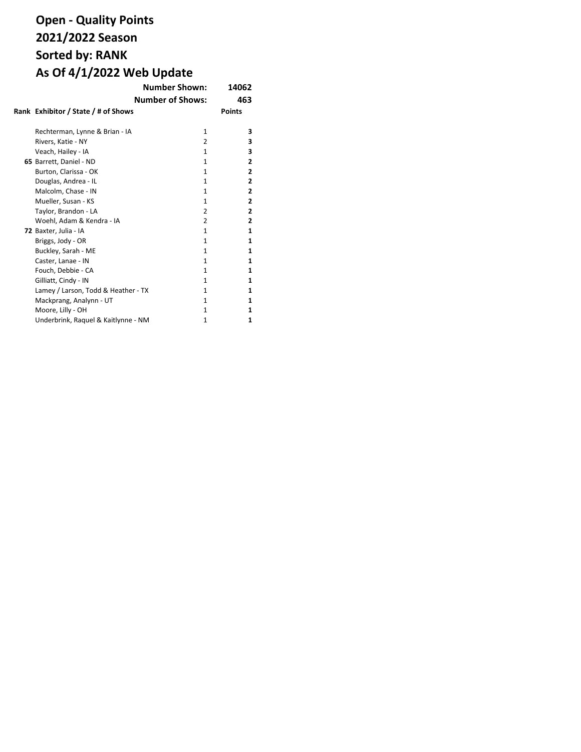# Open - Quality Points
# 2021/2022 Season
# Sorted by: RANK
# As Of 4/1/2022 Web Update

**Number Shown:** **14062**

**Number of Shows:** **463**

| Rank | Exhibitor / State / # of Shows | | Points |
|---|---|---|---|
| | Rechterman, Lynne & Brian - IA | 1 | **3** |
| | Rivers, Katie - NY | 2 | **3** |
| | Veach, Hailey - IA | 1 | **3** |
| **65** | Barrett, Daniel - ND | 1 | **2** |
| | Burton, Clarissa - OK | 1 | **2** |
| | Douglas, Andrea - IL | 1 | **2** |
| | Malcolm, Chase - IN | 1 | **2** |
| | Mueller, Susan - KS | 1 | **2** |
| | Taylor, Brandon - LA | 2 | **2** |
| | Woehl, Adam & Kendra - IA | 2 | **2** |
| **72** | Baxter, Julia - IA | 1 | **1** |
| | Briggs, Jody - OR | 1 | **1** |
| | Buckley, Sarah - ME | 1 | **1** |
| | Caster, Lanae - IN | 1 | **1** |
| | Fouch, Debbie - CA | 1 | **1** |
| | Gilliatt, Cindy - IN | 1 | **1** |
| | Lamey / Larson, Todd & Heather - TX | 1 | **1** |
| | Mackprang, Analynn - UT | 1 | **1** |
| | Moore, Lilly - OH | 1 | **1** |
| | Underbrink, Raquel & Kaitlynne - NM | 1 | **1** |